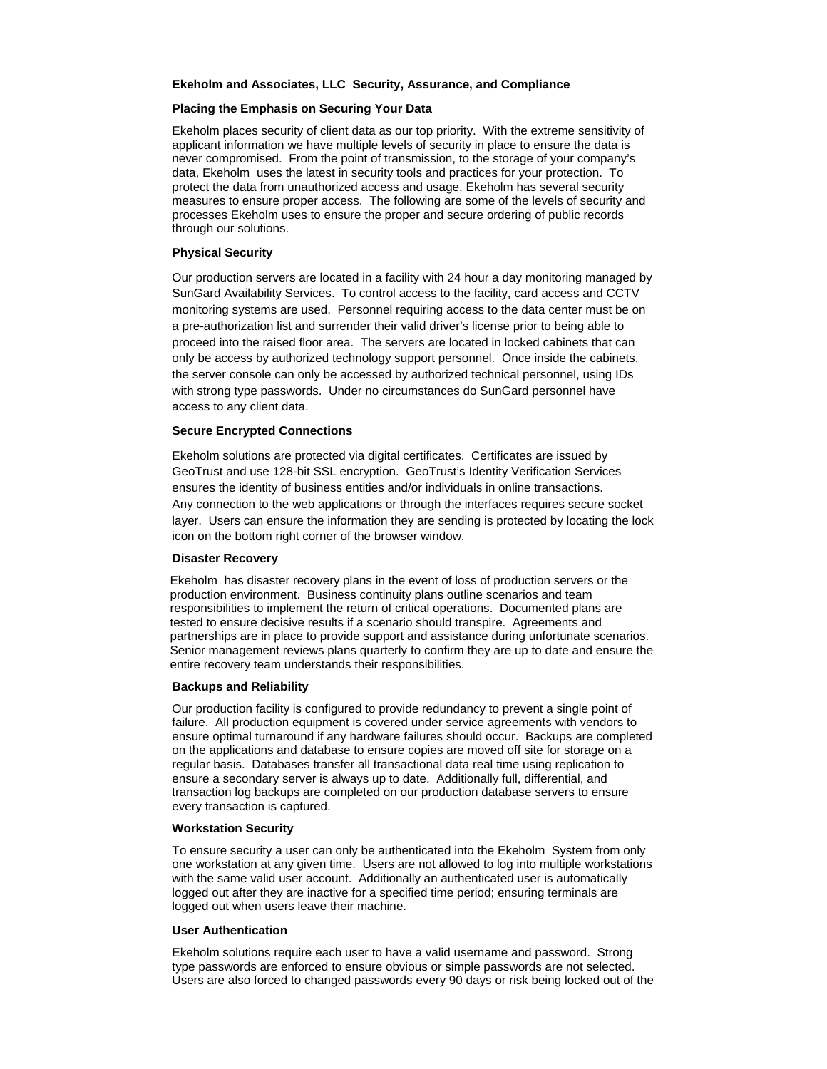**Ekeholm and Associates, LLC Security, Assurance, and Compliance**

**Placing the Emphasis on Securing Your Data**

Ekeholm places security of client data as our top priority. With the extreme sensitivity of applicant information we have multiple levels of security in place to ensure the data is never compromised. From the point of transmission, to the storage of your company's data, Ekeholm uses the latest in security tools and practices for your protection. To protect the data from unauthorized access and usage, Ekeholm has several security measures to ensure proper access. The following are some of the levels of security and processes Ekeholm uses to ensure the proper and secure ordering of public records through our solutions.

**Physical Security**

Our production servers are located in a facility with 24 hour a day monitoring managed by SunGard Availability Services. To control access to the facility, card access and CCTV monitoring systems are used. Personnel requiring access to the data center must be on a pre-authorization list and surrender their valid driver's license prior to being able to proceed into the raised floor area. The servers are located in locked cabinets that can only be access by authorized technology support personnel. Once inside the cabinets, the server console can only be accessed by authorized technical personnel, using IDs with strong type passwords. Under no circumstances do SunGard personnel have access to any client data.

**Secure Encrypted Connections**

Ekeholm solutions are protected via digital certificates. Certificates are issued by GeoTrust and use 128-bit SSL encryption. GeoTrust's Identity Verification Services ensures the identity of business entities and/or individuals in online transactions. Any connection to the web applications or through the interfaces requires secure socket layer. Users can ensure the information they are sending is protected by locating the lock icon on the bottom right corner of the browser window.

**Disaster Recovery**

Ekeholm has disaster recovery plans in the event of loss of production servers or the production environment. Business continuity plans outline scenarios and team responsibilities to implement the return of critical operations. Documented plans are tested to ensure decisive results if a scenario should transpire. Agreements and partnerships are in place to provide support and assistance during unfortunate scenarios. Senior management reviews plans quarterly to confirm they are up to date and ensure the entire recovery team understands their responsibilities.

**Backups and Reliability**

Our production facility is configured to provide redundancy to prevent a single point of failure. All production equipment is covered under service agreements with vendors to ensure optimal turnaround if any hardware failures should occur. Backups are completed on the applications and database to ensure copies are moved off site for storage on a regular basis. Databases transfer all transactional data real time using replication to ensure a secondary server is always up to date. Additionally full, differential, and transaction log backups are completed on our production database servers to ensure every transaction is captured.

**Workstation Security**

To ensure security a user can only be authenticated into the Ekeholm System from only one workstation at any given time. Users are not allowed to log into multiple workstations with the same valid user account. Additionally an authenticated user is automatically logged out after they are inactive for a specified time period; ensuring terminals are logged out when users leave their machine.

**User Authentication**

Ekeholm solutions require each user to have a valid username and password. Strong type passwords are enforced to ensure obvious or simple passwords are not selected. Users are also forced to changed passwords every 90 days or risk being locked out of the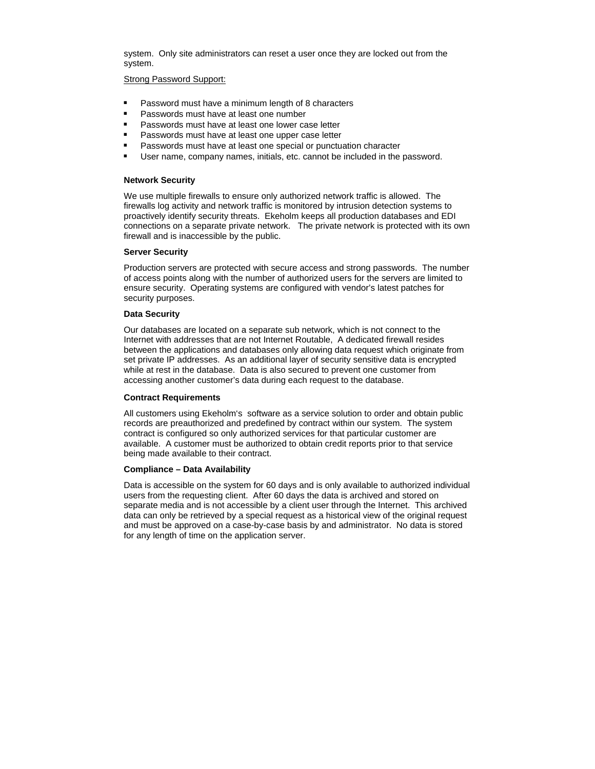system. Only site administrators can reset a user once they are locked out from the system.

<u>Strong Password Support:</u>

- Password must have a minimum length of 8 characters
- Passwords must have at least one number
- Passwords must have at least one lower case letter
- Passwords must have at least one upper case letter
- Passwords must have at least one special or punctuation character
- User name, company names, initials, etc. cannot be included in the password.

**Network Security**

We use multiple firewalls to ensure only authorized network traffic is allowed. The firewalls log activity and network traffic is monitored by intrusion detection systems to proactively identify security threats. Ekeholm keeps all production databases and EDI connections on a separate private network. The private network is protected with its own firewall and is inaccessible by the public.

**Server Security**

Production servers are protected with secure access and strong passwords. The number of access points along with the number of authorized users for the servers are limited to ensure security. Operating systems are configured with vendor's latest patches for security purposes.

**Data Security**

Our databases are located on a separate sub network, which is not connect to the Internet with addresses that are not Internet Routable, A dedicated firewall resides between the applications and databases only allowing data request which originate from set private IP addresses. As an additional layer of security sensitive data is encrypted while at rest in the database. Data is also secured to prevent one customer from accessing another customer's data during each request to the database.

**Contract Requirements**

All customers using Ekeholm's software as a service solution to order and obtain public records are preauthorized and predefined by contract within our system. The system contract is configured so only authorized services for that particular customer are available. A customer must be authorized to obtain credit reports prior to that service being made available to their contract.

**Compliance – Data Availability**

Data is accessible on the system for 60 days and is only available to authorized individual users from the requesting client. After 60 days the data is archived and stored on separate media and is not accessible by a client user through the Internet. This archived data can only be retrieved by a special request as a historical view of the original request and must be approved on a case-by-case basis by and administrator. No data is stored for any length of time on the application server.